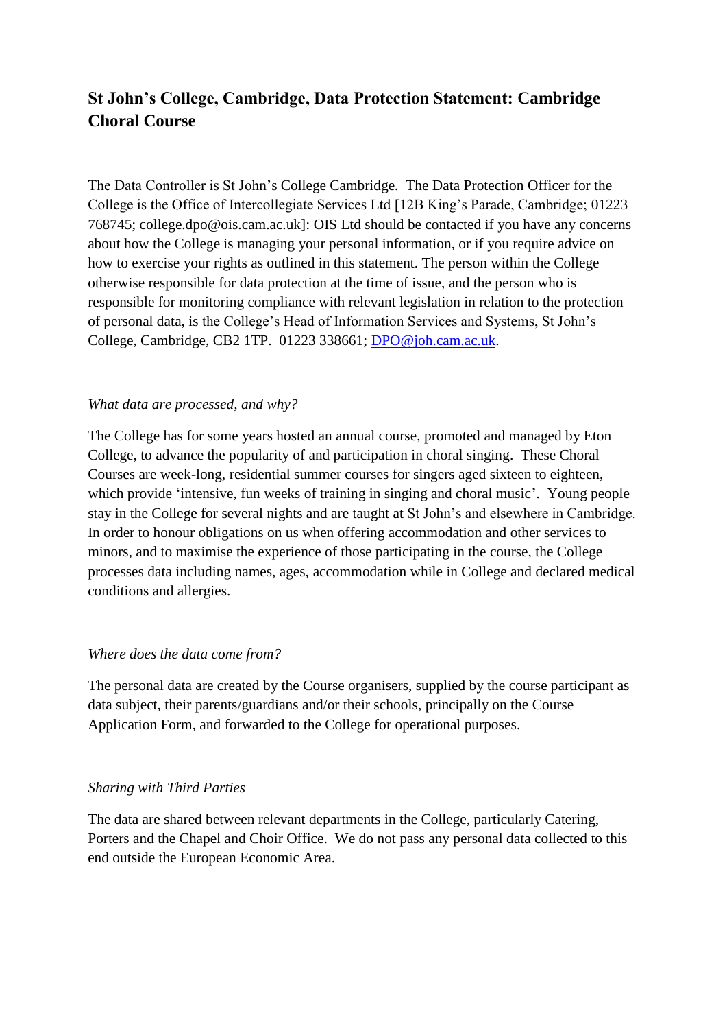## St John's College, Cambridge, Data Protection Statement: Cambridge Choral Course

The Data Controller is St John's College Cambridge. The Data Protection Officer for the College is the Office of Intercollegiate Services Ltd [12B King's Parade, Cambridge; 01223 768745; college.dpo@ois.cam.ac.uk]: OIS Ltd should be contacted if you have any concerns about how the College is managing your personal information, or if you require advice on how to exercise your rights as outlined in this statement. The person within the College otherwise responsible for data protection at the time of issue, and the person who is responsible for monitoring compliance with relevant legislation in relation to the protection of personal data, is the College's Head of Information Services and Systems, St John's College, Cambridge, CB2 1TP. 01223 338661; DPO@joh.cam.ac.uk.

*What data are processed, and why?*

The College has for some years hosted an annual course, promoted and managed by Eton College, to advance the popularity of and participation in choral singing. These Choral Courses are week-long, residential summer courses for singers aged sixteen to eighteen, which provide 'intensive, fun weeks of training in singing and choral music'. Young people stay in the College for several nights and are taught at St John's and elsewhere in Cambridge. In order to honour obligations on us when offering accommodation and other services to minors, and to maximise the experience of those participating in the course, the College processes data including names, ages, accommodation while in College and declared medical conditions and allergies.

*Where does the data come from?*

The personal data are created by the Course organisers, supplied by the course participant as data subject, their parents/guardians and/or their schools, principally on the Course Application Form, and forwarded to the College for operational purposes.

*Sharing with Third Parties*

The data are shared between relevant departments in the College, particularly Catering, Porters and the Chapel and Choir Office. We do not pass any personal data collected to this end outside the European Economic Area.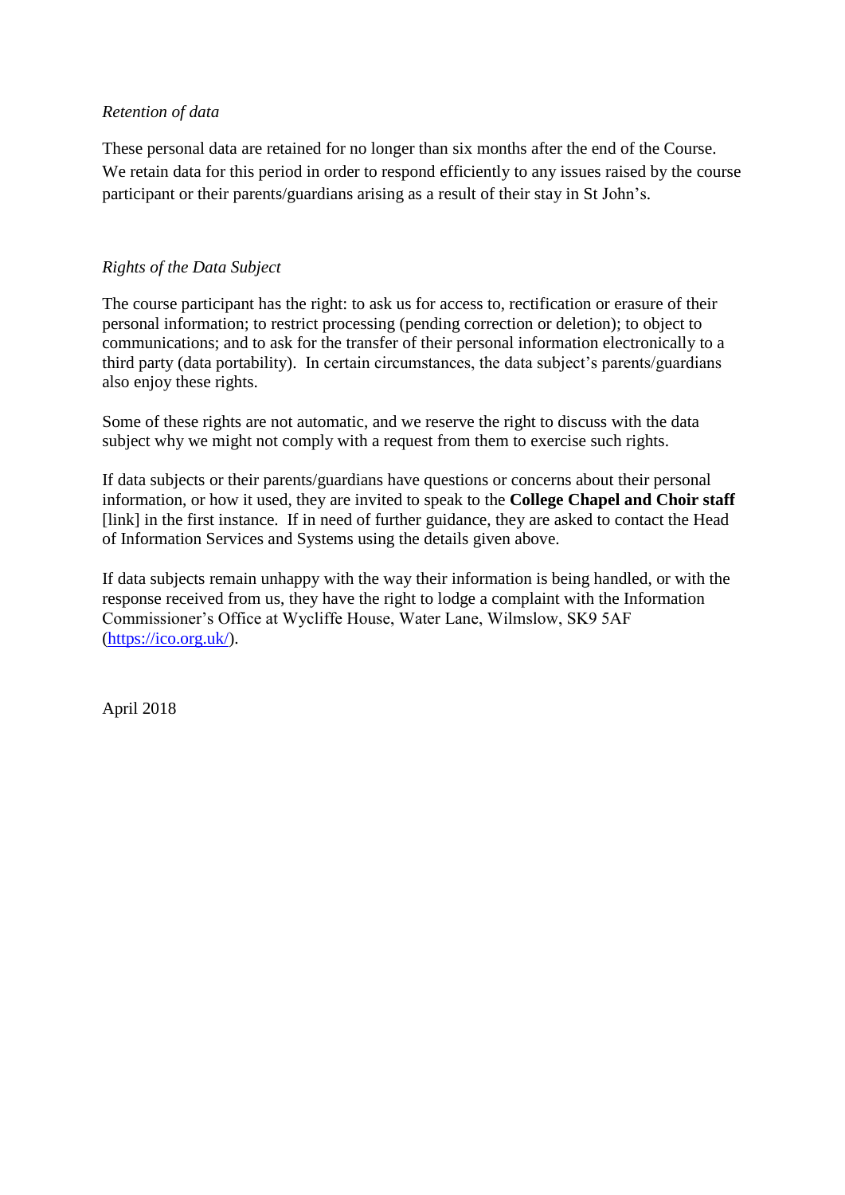*Retention of data*

These personal data are retained for no longer than six months after the end of the Course. We retain data for this period in order to respond efficiently to any issues raised by the course participant or their parents/guardians arising as a result of their stay in St John's.

*Rights of the Data Subject*

The course participant has the right: to ask us for access to, rectification or erasure of their personal information; to restrict processing (pending correction or deletion); to object to communications; and to ask for the transfer of their personal information electronically to a third party (data portability). In certain circumstances, the data subject's parents/guardians also enjoy these rights.

Some of these rights are not automatic, and we reserve the right to discuss with the data subject why we might not comply with a request from them to exercise such rights.

If data subjects or their parents/guardians have questions or concerns about their personal information, or how it used, they are invited to speak to the **College Chapel and Choir staff** [link] in the first instance. If in need of further guidance, they are asked to contact the Head of Information Services and Systems using the details given above.

If data subjects remain unhappy with the way their information is being handled, or with the response received from us, they have the right to lodge a complaint with the Information Commissioner's Office at Wycliffe House, Water Lane, Wilmslow, SK9 5AF (https://ico.org.uk/).

April 2018